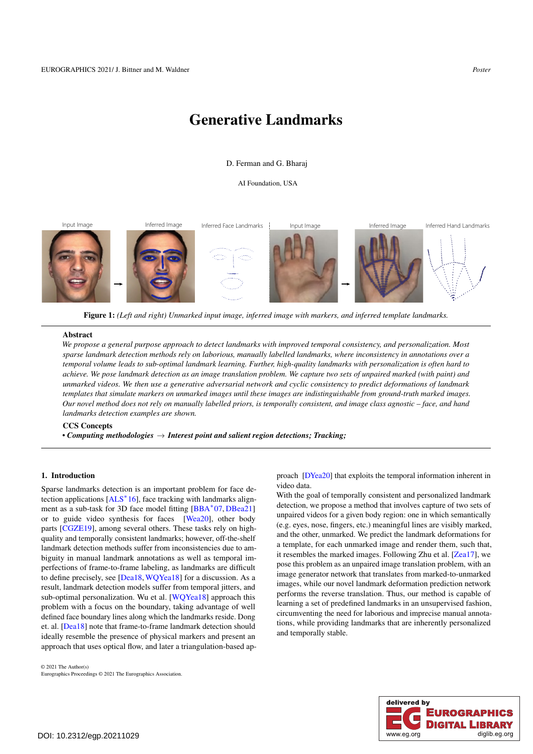# Generative Landmarks

D. Ferman and G. Bharaj

AI Foundation, USA

**Figure 1:** *(Left and right) Unmarked input image, inferred image with markers, and inferred template landmarks.*

## Abstract

*We propose a general purpose approach to detect landmarks with improved temporal consistency, and personalization. Most sparse landmark detection methods rely on laborious, manually labelled landmarks, where inconsistency in annotations over a temporal volume leads to sub-optimal landmark learning. Further, high-quality landmarks with personalization is often hard to achieve. We pose landmark detection as an image translation problem. We capture two sets of unpaired marked (with paint) and unmarked videos. We then use a generative adversarial network and cyclic consistency to predict deformations of landmark templates that simulate markers on unmarked images until these images are indistinguishable from ground-truth marked images. Our novel method does not rely on manually labelled priors, is temporally consistent, and image class agnostic – face, and hand landmarks detection examples are shown.*

**CCS Concepts**

• ***Computing methodologies*** → ***Interest point and salient region detections; Tracking;***

## 1. Introduction

Sparse landmarks detection is an important problem for face detection applications [ALS*16], face tracking with landmarks alignment as a sub-task for 3D face model fitting [BBA*07, DBea21] or to guide video synthesis for faces [Wea20], other body parts [CGZE19], among several others. These tasks rely on high-quality and temporally consistent landmarks; however, off-the-shelf landmark detection methods suffer from inconsistencies due to ambiguity in manual landmark annotations as well as temporal imperfections of frame-to-frame labeling, as landmarks are difficult to define precisely, see [Dea18, WQYea18] for a discussion. As a result, landmark detection models suffer from temporal jitters, and sub-optimal personalization. Wu et al. [WQYea18] approach this problem with a focus on the boundary, taking advantage of well defined face boundary lines along which the landmarks reside. Dong et. al. [Dea18] note that frame-to-frame landmark detection should ideally resemble the presence of physical markers and present an approach that uses optical flow, and later a triangulation-based approach [DYea20] that exploits the temporal information inherent in video data.

With the goal of temporally consistent and personalized landmark detection, we propose a method that involves capture of two sets of unpaired videos for a given body region: one in which semantically (e.g. eyes, nose, fingers, etc.) meaningful lines are visibly marked, and the other, unmarked. We predict the landmark deformations for a template, for each unmarked image and render them, such that, it resembles the marked images. Following Zhu et al. [Zea17], we pose this problem as an unpaired image translation problem, with an image generator network that translates from marked-to-unmarked images, while our novel landmark deformation prediction network performs the reverse translation. Thus, our method is capable of learning a set of predefined landmarks in an unsupervised fashion, circumventing the need for laborious and imprecise manual annotations, while providing landmarks that are inherently personalized and temporally stable.

© 2021 The Author(s)
Eurographics Proceedings © 2021 The Eurographics Association.

DOI: 10.2312/egp.20211029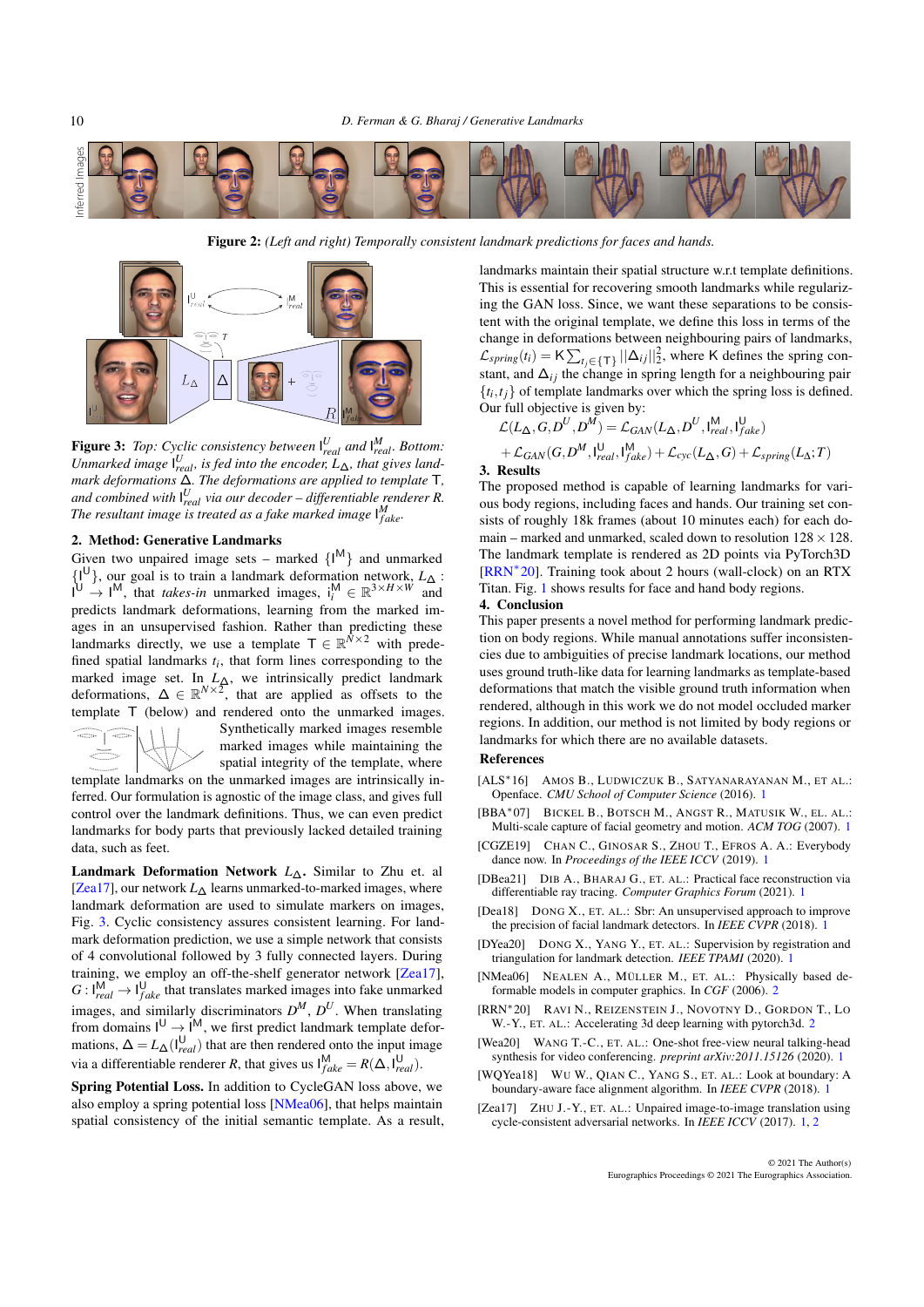Inferred Images

**Figure 2:** *(Left and right) Temporally consistent landmark predictions for faces and hands.*

**Figure 3:** *Top: Cyclic consistency between $I^U_{real}$ and $I^M_{real}$. Bottom: Unmarked image $I^U_{real}$, is fed into the encoder, $L_\Delta$, that gives landmark deformations $\Delta$. The deformations are applied to template $T$, and combined with $I^U_{real}$ via our decoder – differentiable renderer $R$. The resultant image is treated as a fake marked image $I^M_{fake}$.*

## 2. Method: Generative Landmarks

Given two unpaired image sets – marked $\{I^M\}$ and unmarked $\{I^U\}$, our goal is to train a landmark deformation network, $L_\Delta : I^U \to I^M$, that *takes-in* unmarked images, $i^M_i \in \mathbb{R}^{3\times H\times W}$ and predicts landmark deformations, learning from the marked images in an unsupervised fashion. Rather than predicting these landmarks directly, we use a template $T \in \mathbb{R}^{N\times 2}$ with predefined spatial landmarks $t_i$, that form lines corresponding to the marked image set. In $L_\Delta$, we intrinsically predict landmark deformations, $\Delta \in \mathbb{R}^{N\times 2}$, that are applied as offsets to the template $T$ (below) and rendered onto the unmarked images. Synthetically marked images resemble marked images while maintaining the spatial integrity of the template, where template landmarks on the unmarked images are intrinsically inferred. Our formulation is agnostic of the image class, and gives full control over the landmark definitions. Thus, we can even predict landmarks for body parts that previously lacked detailed training data, such as feet.

**Landmark Deformation Network $L_\Delta$.** Similar to Zhu et. al [Zea17], our network $L_\Delta$ learns unmarked-to-marked images, where landmark deformation are used to simulate markers on images, Fig. 3. Cyclic consistency assures consistent learning. For landmark deformation prediction, we use a simple network that consists of 4 convolutional followed by 3 fully connected layers. During training, we employ an off-the-shelf generator network [Zea17], $G : I^M_{real} \to I^U_{fake}$ that translates marked images into fake unmarked images, and similarly discriminators $D^M$, $D^U$. When translating from domains $I^U \to I^M$, we first predict landmark template deformations, $\Delta = L_\Delta(I^U_{real})$ that are then rendered onto the input image via a differentiable renderer $R$, that gives us $I^M_{fake} = R(\Delta, I^U_{real})$.

**Spring Potential Loss.** In addition to CycleGAN loss above, we also employ a spring potential loss [NMea06], that helps maintain spatial consistency of the initial semantic template. As a result, landmarks maintain their spatial structure w.r.t template definitions. This is essential for recovering smooth landmarks while regularizing the GAN loss. Since, we want these separations to be consistent with the original template, we define this loss in terms of the change in deformations between neighbouring pairs of landmarks, $\mathcal{L}_{spring}(t_i) = K\sum_{t_j\in\{T\}} ||\Delta_{ij}||^2_2$, where $K$ defines the spring constant, and $\Delta_{ij}$ the change in spring length for a neighbouring pair $\{t_i, t_j\}$ of template landmarks over which the spring loss is defined. Our full objective is given by:

$$\mathcal{L}(L_\Delta, G, D^U, D^M) = \mathcal{L}_{GAN}(L_\Delta, D^U, I^M_{real}, I^U_{fake})$$
$$+ \mathcal{L}_{GAN}(G, D^M, I^U_{real}, I^M_{fake}) + \mathcal{L}_{cyc}(L_\Delta, G) + \mathcal{L}_{spring}(L_\Delta; T)$$

## 3. Results

The proposed method is capable of learning landmarks for various body regions, including faces and hands. Our training set consists of roughly 18k frames (about 10 minutes each) for each domain – marked and unmarked, scaled down to resolution $128 \times 128$. The landmark template is rendered as 2D points via PyTorch3D [RRN*20]. Training took about 2 hours (wall-clock) on an RTX Titan. Fig. 1 shows results for face and hand body regions.

## 4. Conclusion

This paper presents a novel method for performing landmark prediction on body regions. While manual annotations suffer inconsistencies due to ambiguities of precise landmark locations, our method uses ground truth-like data for learning landmarks as template-based deformations that match the visible ground truth information when rendered, although in this work we do not model occluded marker regions. In addition, our method is not limited by body regions or landmarks for which there are no available datasets.

## References

[ALS*16] Amos B., Ludwiczuk B., Satyanarayanan M., et al.: Openface. *CMU School of Computer Science* (2016). 1

[BBA*07] Bickel B., Botsch M., Angst R., Matusik W., el. al.: Multi-scale capture of facial geometry and motion. *ACM TOG* (2007). 1

[CGZE19] Chan C., Ginosar S., Zhou T., Efros A. A.: Everybody dance now. In *Proceedings of the IEEE ICCV* (2019). 1

[DBea21] Dib A., Bharaj G., et. al.: Practical face reconstruction via differentiable ray tracing. *Computer Graphics Forum* (2021). 1

[Dea18] Dong X., et. al.: Sbr: An unsupervised approach to improve the precision of facial landmark detectors. In *IEEE CVPR* (2018). 1

[DYea20] Dong X., Yang Y., et. al.: Supervision by registration and triangulation for landmark detection. *IEEE TPAMI* (2020). 1

[NMea06] Nealen A., Müller M., et. al.: Physically based deformable models in computer graphics. In *CGF* (2006). 2

[RRN*20] Ravi N., Reizenstein J., Novotny D., Gordon T., Lo W.-Y., et. al.: Accelerating 3d deep learning with pytorch3d. 2

[Wea20] Wang T.-C., et. al.: One-shot free-view neural talking-head synthesis for video conferencing. *preprint arXiv:2011.15126* (2020). 1

[WQYea18] Wu W., Qian C., Yang S., et. al.: Look at boundary: A boundary-aware face alignment algorithm. In *IEEE CVPR* (2018). 1

[Zea17] Zhu J.-Y., et. al.: Unpaired image-to-image translation using cycle-consistent adversarial networks. In *IEEE ICCV* (2017). 1, 2